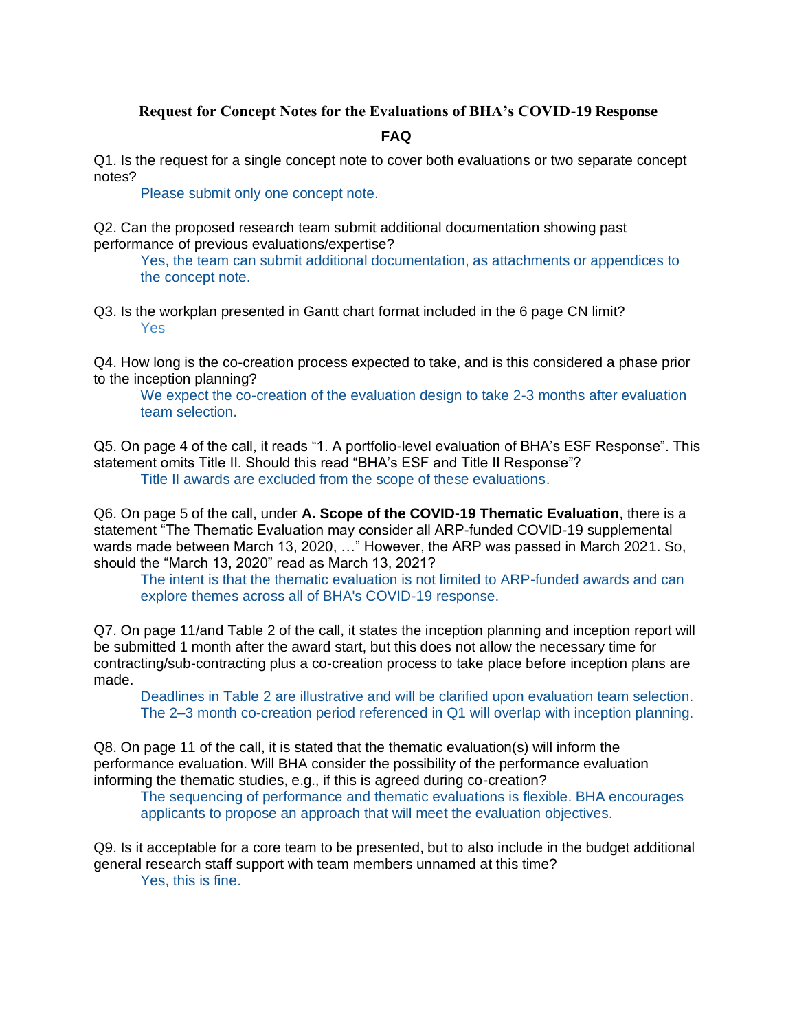# Request for Concept Notes for the Evaluations of BHA's COVID-19 Response

## FAQ

Q1. Is the request for a single concept note to cover both evaluations or two separate concept notes?

> Please submit only one concept note.

Q2. Can the proposed research team submit additional documentation showing past performance of previous evaluations/expertise?

> Yes, the team can submit additional documentation, as attachments or appendices to the concept note.

Q3. Is the workplan presented in Gantt chart format included in the 6 page CN limit?

> Yes

Q4. How long is the co-creation process expected to take, and is this considered a phase prior to the inception planning?

> We expect the co-creation of the evaluation design to take 2-3 months after evaluation team selection.

Q5. On page 4 of the call, it reads "1. A portfolio-level evaluation of BHA's ESF Response". This statement omits Title II. Should this read "BHA's ESF and Title II Response"?

> Title II awards are excluded from the scope of these evaluations.

Q6. On page 5 of the call, under **A. Scope of the COVID-19 Thematic Evaluation**, there is a statement "The Thematic Evaluation may consider all ARP-funded COVID-19 supplemental wards made between March 13, 2020, …" However, the ARP was passed in March 2021. So, should the "March 13, 2020" read as March 13, 2021?

> The intent is that the thematic evaluation is not limited to ARP-funded awards and can explore themes across all of BHA's COVID-19 response.

Q7. On page 11/and Table 2 of the call, it states the inception planning and inception report will be submitted 1 month after the award start, but this does not allow the necessary time for contracting/sub-contracting plus a co-creation process to take place before inception plans are made.

> Deadlines in Table 2 are illustrative and will be clarified upon evaluation team selection. The 2–3 month co-creation period referenced in Q1 will overlap with inception planning.

Q8. On page 11 of the call, it is stated that the thematic evaluation(s) will inform the performance evaluation. Will BHA consider the possibility of the performance evaluation informing the thematic studies, e.g., if this is agreed during co-creation?

> The sequencing of performance and thematic evaluations is flexible. BHA encourages applicants to propose an approach that will meet the evaluation objectives.

Q9. Is it acceptable for a core team to be presented, but to also include in the budget additional general research staff support with team members unnamed at this time?

> Yes, this is fine.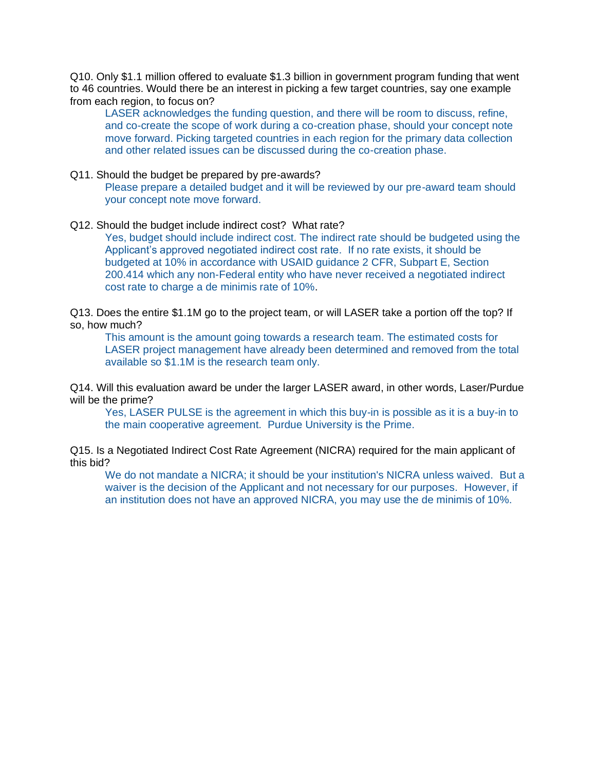Q10. Only $1.1 million offered to evaluate $1.3 billion in government program funding that went to 46 countries. Would there be an interest in picking a few target countries, say one example from each region, to focus on?

> LASER acknowledges the funding question, and there will be room to discuss, refine, and co-create the scope of work during a co-creation phase, should your concept note move forward. Picking targeted countries in each region for the primary data collection and other related issues can be discussed during the co-creation phase.

Q11. Should the budget be prepared by pre-awards?

> Please prepare a detailed budget and it will be reviewed by our pre-award team should your concept note move forward.

Q12. Should the budget include indirect cost? What rate?

> Yes, budget should include indirect cost. The indirect rate should be budgeted using the Applicant's approved negotiated indirect cost rate. If no rate exists, it should be budgeted at 10% in accordance with USAID guidance 2 CFR, Subpart E, Section 200.414 which any non-Federal entity who have never received a negotiated indirect cost rate to charge a de minimis rate of 10%.

Q13. Does the entire $1.1M go to the project team, or will LASER take a portion off the top? If so, how much?

> This amount is the amount going towards a research team. The estimated costs for LASER project management have already been determined and removed from the total available so $1.1M is the research team only.

Q14. Will this evaluation award be under the larger LASER award, in other words, Laser/Purdue will be the prime?

> Yes, LASER PULSE is the agreement in which this buy-in is possible as it is a buy-in to the main cooperative agreement. Purdue University is the Prime.

Q15. Is a Negotiated Indirect Cost Rate Agreement (NICRA) required for the main applicant of this bid?

> We do not mandate a NICRA; it should be your institution's NICRA unless waived. But a waiver is the decision of the Applicant and not necessary for our purposes. However, if an institution does not have an approved NICRA, you may use the de minimis of 10%.